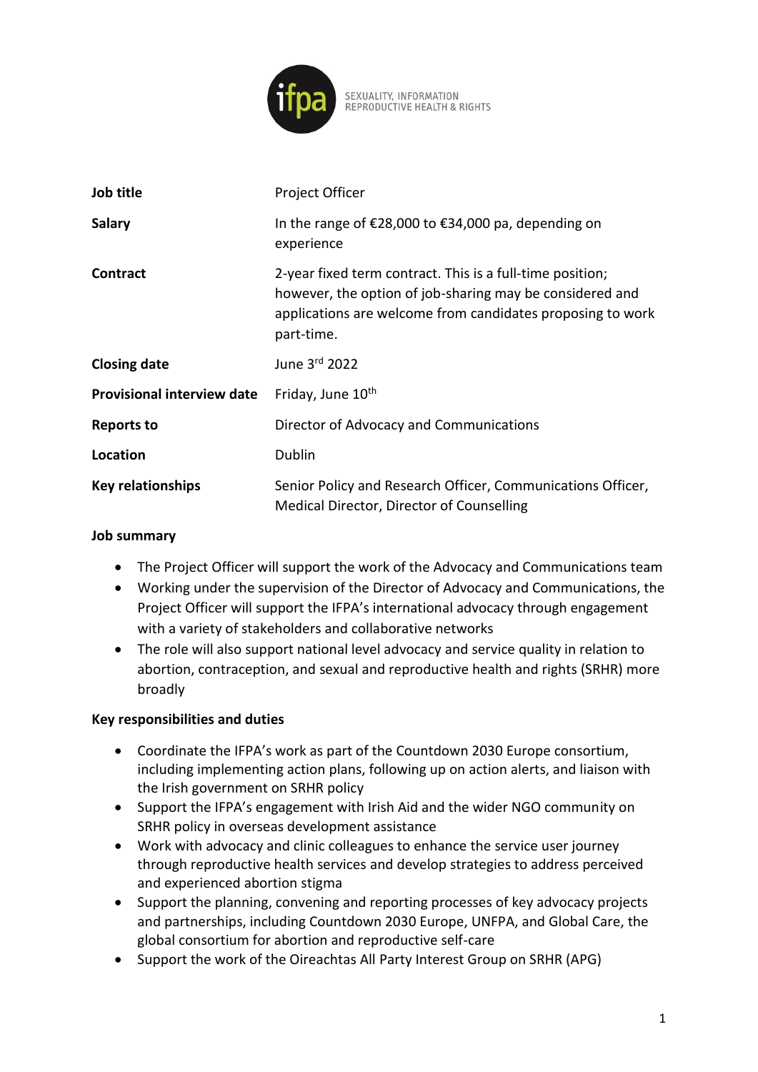SEXUALITY, INFORMATION
REPRODUCTIVE HEALTH & RIGHTS

| | |
|---|---|
| **Job title** | Project Officer |
| **Salary** | In the range of €28,000 to €34,000 pa, depending on experience |
| **Contract** | 2-year fixed term contract. This is a full-time position; however, the option of job-sharing may be considered and applications are welcome from candidates proposing to work part-time. |
| **Closing date** | June 3rd 2022 |
| **Provisional interview date** | Friday, June 10th |
| **Reports to** | Director of Advocacy and Communications |
| **Location** | Dublin |
| **Key relationships** | Senior Policy and Research Officer, Communications Officer, Medical Director, Director of Counselling |

**Job summary**

- The Project Officer will support the work of the Advocacy and Communications team
- Working under the supervision of the Director of Advocacy and Communications, the Project Officer will support the IFPA's international advocacy through engagement with a variety of stakeholders and collaborative networks
- The role will also support national level advocacy and service quality in relation to abortion, contraception, and sexual and reproductive health and rights (SRHR) more broadly

**Key responsibilities and duties**

- Coordinate the IFPA's work as part of the Countdown 2030 Europe consortium, including implementing action plans, following up on action alerts, and liaison with the Irish government on SRHR policy
- Support the IFPA's engagement with Irish Aid and the wider NGO community on SRHR policy in overseas development assistance
- Work with advocacy and clinic colleagues to enhance the service user journey through reproductive health services and develop strategies to address perceived and experienced abortion stigma
- Support the planning, convening and reporting processes of key advocacy projects and partnerships, including Countdown 2030 Europe, UNFPA, and Global Care, the global consortium for abortion and reproductive self-care
- Support the work of the Oireachtas All Party Interest Group on SRHR (APG)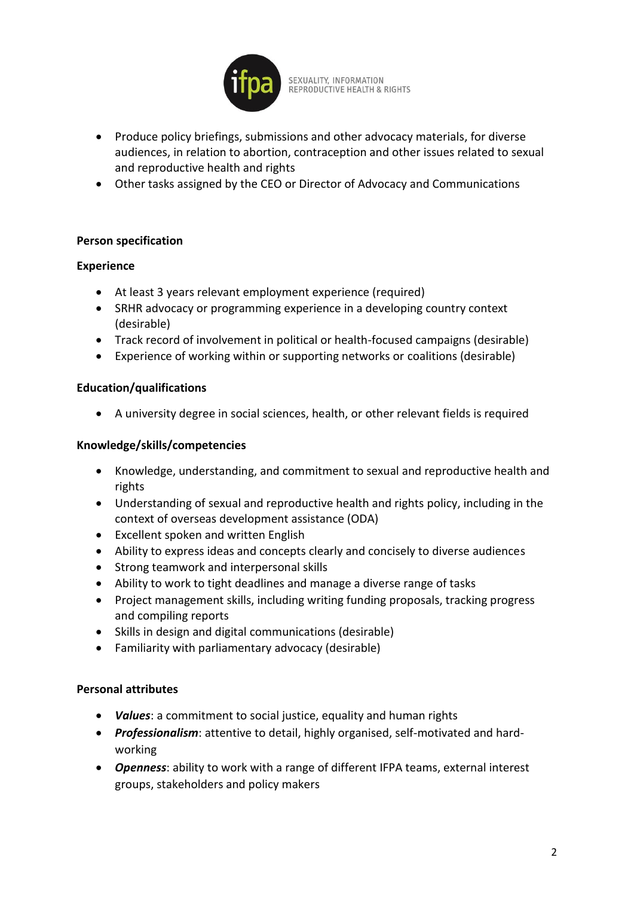- Produce policy briefings, submissions and other advocacy materials, for diverse audiences, in relation to abortion, contraception and other issues related to sexual and reproductive health and rights
- Other tasks assigned by the CEO or Director of Advocacy and Communications

**Person specification**

**Experience**

- At least 3 years relevant employment experience (required)
- SRHR advocacy or programming experience in a developing country context (desirable)
- Track record of involvement in political or health-focused campaigns (desirable)
- Experience of working within or supporting networks or coalitions (desirable)

**Education/qualifications**

- A university degree in social sciences, health, or other relevant fields is required

**Knowledge/skills/competencies**

- Knowledge, understanding, and commitment to sexual and reproductive health and rights
- Understanding of sexual and reproductive health and rights policy, including in the context of overseas development assistance (ODA)
- Excellent spoken and written English
- Ability to express ideas and concepts clearly and concisely to diverse audiences
- Strong teamwork and interpersonal skills
- Ability to work to tight deadlines and manage a diverse range of tasks
- Project management skills, including writing funding proposals, tracking progress and compiling reports
- Skills in design and digital communications (desirable)
- Familiarity with parliamentary advocacy (desirable)

**Personal attributes**

- ***Values***: a commitment to social justice, equality and human rights
- ***Professionalism***: attentive to detail, highly organised, self-motivated and hard-working
- ***Openness***: ability to work with a range of different IFPA teams, external interest groups, stakeholders and policy makers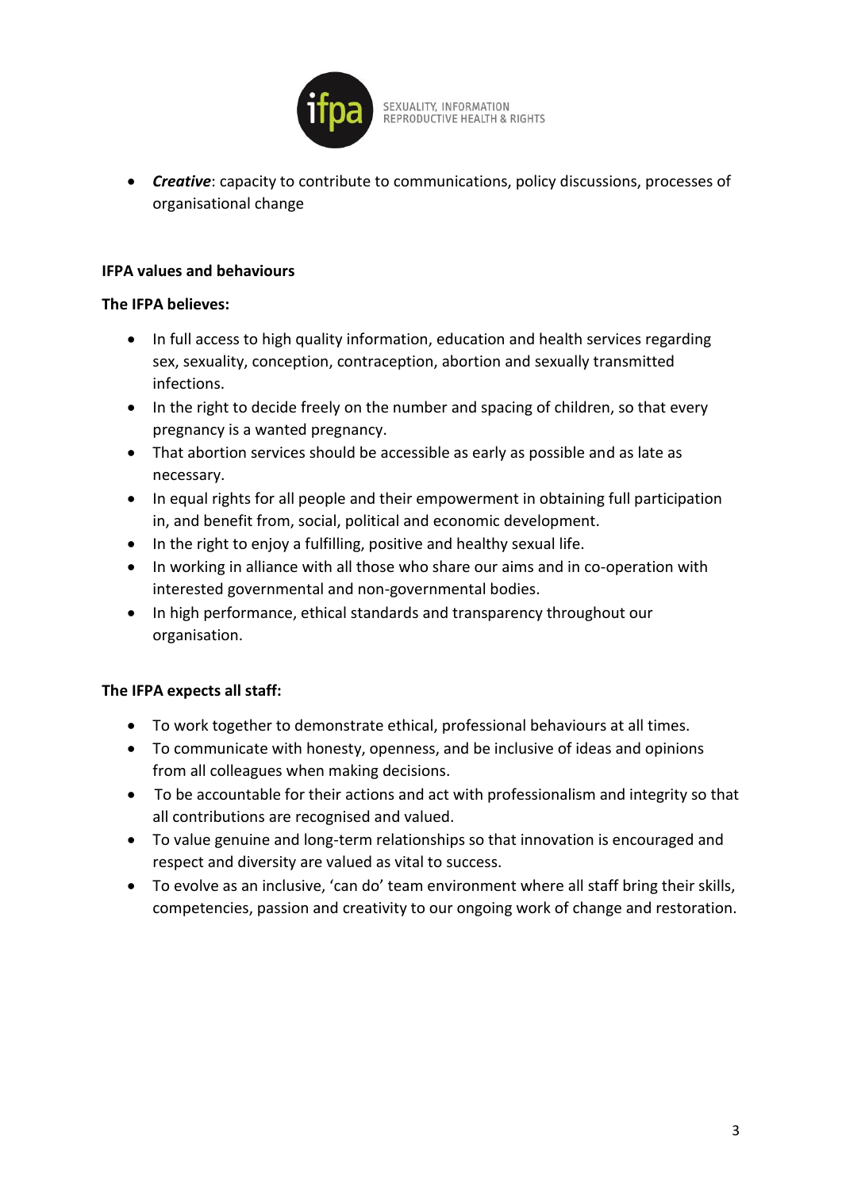- ***Creative***: capacity to contribute to communications, policy discussions, processes of organisational change

**IFPA values and behaviours**

**The IFPA believes:**

- In full access to high quality information, education and health services regarding sex, sexuality, conception, contraception, abortion and sexually transmitted infections.
- In the right to decide freely on the number and spacing of children, so that every pregnancy is a wanted pregnancy.
- That abortion services should be accessible as early as possible and as late as necessary.
- In equal rights for all people and their empowerment in obtaining full participation in, and benefit from, social, political and economic development.
- In the right to enjoy a fulfilling, positive and healthy sexual life.
- In working in alliance with all those who share our aims and in co-operation with interested governmental and non-governmental bodies.
- In high performance, ethical standards and transparency throughout our organisation.

**The IFPA expects all staff:**

- To work together to demonstrate ethical, professional behaviours at all times.
- To communicate with honesty, openness, and be inclusive of ideas and opinions from all colleagues when making decisions.
- To be accountable for their actions and act with professionalism and integrity so that all contributions are recognised and valued.
- To value genuine and long-term relationships so that innovation is encouraged and respect and diversity are valued as vital to success.
- To evolve as an inclusive, 'can do' team environment where all staff bring their skills, competencies, passion and creativity to our ongoing work of change and restoration.